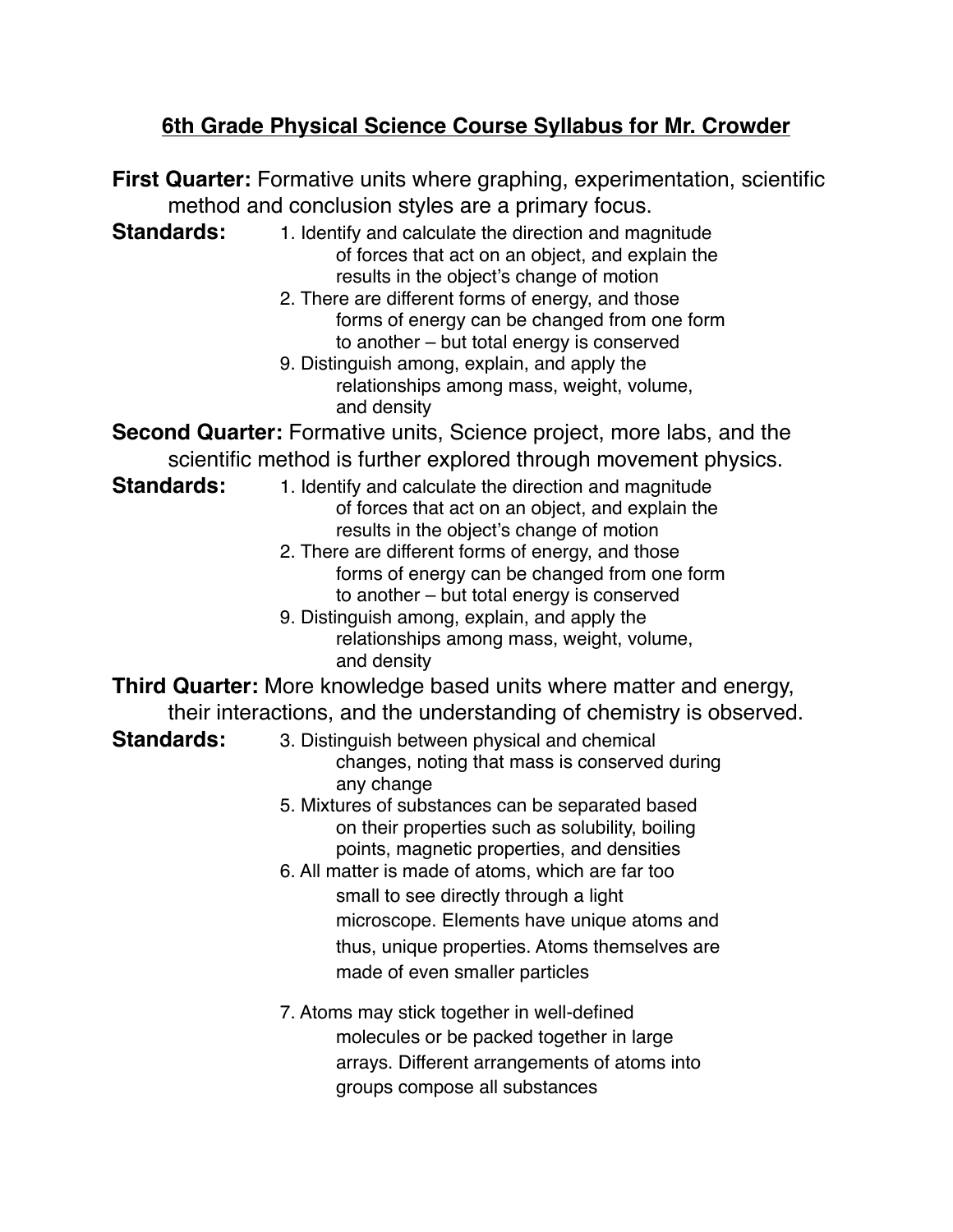# 6th Grade Physical Science Course Syllabus for Mr. Crowder

**First Quarter:** Formative units where graphing, experimentation, scientific method and conclusion styles are a primary focus.

**Standards:**

1. Identify and calculate the direction and magnitude of forces that act on an object, and explain the results in the object's change of motion
2. There are different forms of energy, and those forms of energy can be changed from one form to another – but total energy is conserved
9. Distinguish among, explain, and apply the relationships among mass, weight, volume, and density

**Second Quarter:** Formative units, Science project, more labs, and the scientific method is further explored through movement physics.

**Standards:**

1. Identify and calculate the direction and magnitude of forces that act on an object, and explain the results in the object's change of motion
2. There are different forms of energy, and those forms of energy can be changed from one form to another – but total energy is conserved
9. Distinguish among, explain, and apply the relationships among mass, weight, volume, and density

**Third Quarter:** More knowledge based units where matter and energy, their interactions, and the understanding of chemistry is observed.

**Standards:**

3. Distinguish between physical and chemical changes, noting that mass is conserved during any change
5. Mixtures of substances can be separated based on their properties such as solubility, boiling points, magnetic properties, and densities
6. All matter is made of atoms, which are far too small to see directly through a light microscope. Elements have unique atoms and thus, unique properties. Atoms themselves are made of even smaller particles
7. Atoms may stick together in well-defined molecules or be packed together in large arrays. Different arrangements of atoms into groups compose all substances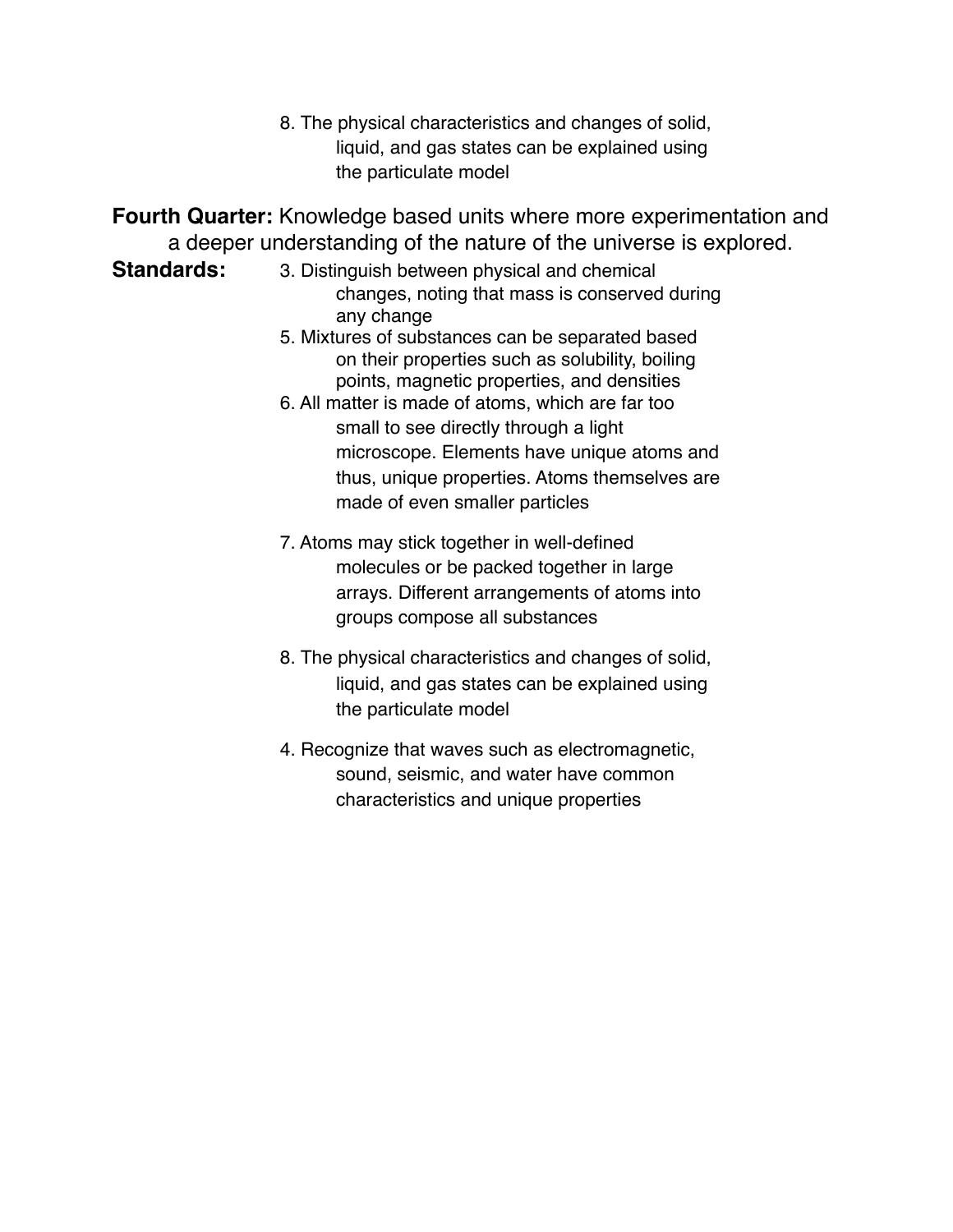8. The physical characteristics and changes of solid, liquid, and gas states can be explained using the particulate model

**Fourth Quarter:** Knowledge based units where more experimentation and a deeper understanding of the nature of the universe is explored.

**Standards:**

3. Distinguish between physical and chemical changes, noting that mass is conserved during any change
5. Mixtures of substances can be separated based on their properties such as solubility, boiling points, magnetic properties, and densities
6. All matter is made of atoms, which are far too small to see directly through a light microscope. Elements have unique atoms and thus, unique properties. Atoms themselves are made of even smaller particles

7. Atoms may stick together in well-defined molecules or be packed together in large arrays. Different arrangements of atoms into groups compose all substances

8. The physical characteristics and changes of solid, liquid, and gas states can be explained using the particulate model

4. Recognize that waves such as electromagnetic, sound, seismic, and water have common characteristics and unique properties